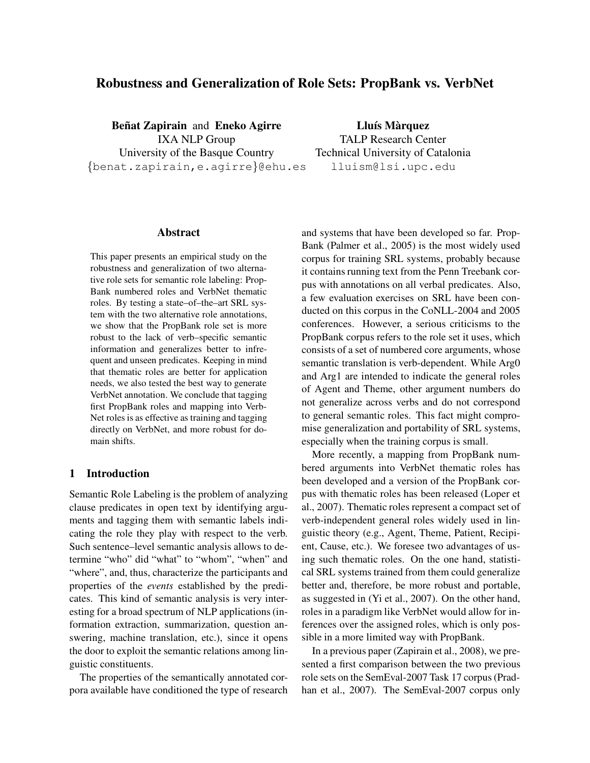# Robustness and Generalization of Role Sets: PropBank vs. VerbNet

**Beñat Zapirain** and **Eneko Agirre**
IXA NLP Group
University of the Basque Country
{benat.zapirain,e.agirre}@ehu.es

**Lluís Màrquez**
TALP Research Center
Technical University of Catalonia
lluism@lsi.upc.edu

## Abstract

This paper presents an empirical study on the robustness and generalization of two alternative role sets for semantic role labeling: PropBank numbered roles and VerbNet thematic roles. By testing a state–of–the–art SRL system with the two alternative role annotations, we show that the PropBank role set is more robust to the lack of verb–specific semantic information and generalizes better to infrequent and unseen predicates. Keeping in mind that thematic roles are better for application needs, we also tested the best way to generate VerbNet annotation. We conclude that tagging first PropBank roles and mapping into VerbNet roles is as effective as training and tagging directly on VerbNet, and more robust for domain shifts.

## 1 Introduction

Semantic Role Labeling is the problem of analyzing clause predicates in open text by identifying arguments and tagging them with semantic labels indicating the role they play with respect to the verb. Such sentence–level semantic analysis allows to determine "who" did "what" to "whom", "when" and "where", and, thus, characterize the participants and properties of the *events* established by the predicates. This kind of semantic analysis is very interesting for a broad spectrum of NLP applications (information extraction, summarization, question answering, machine translation, etc.), since it opens the door to exploit the semantic relations among linguistic constituents.

The properties of the semantically annotated corpora available have conditioned the type of research and systems that have been developed so far. PropBank (Palmer et al., 2005) is the most widely used corpus for training SRL systems, probably because it contains running text from the Penn Treebank corpus with annotations on all verbal predicates. Also, a few evaluation exercises on SRL have been conducted on this corpus in the CoNLL-2004 and 2005 conferences. However, a serious criticisms to the PropBank corpus refers to the role set it uses, which consists of a set of numbered core arguments, whose semantic translation is verb-dependent. While Arg0 and Arg1 are intended to indicate the general roles of Agent and Theme, other argument numbers do not generalize across verbs and do not correspond to general semantic roles. This fact might compromise generalization and portability of SRL systems, especially when the training corpus is small.

More recently, a mapping from PropBank numbered arguments into VerbNet thematic roles has been developed and a version of the PropBank corpus with thematic roles has been released (Loper et al., 2007). Thematic roles represent a compact set of verb-independent general roles widely used in linguistic theory (e.g., Agent, Theme, Patient, Recipient, Cause, etc.). We foresee two advantages of using such thematic roles. On the one hand, statistical SRL systems trained from them could generalize better and, therefore, be more robust and portable, as suggested in (Yi et al., 2007). On the other hand, roles in a paradigm like VerbNet would allow for inferences over the assigned roles, which is only possible in a more limited way with PropBank.

In a previous paper (Zapirain et al., 2008), we presented a first comparison between the two previous role sets on the SemEval-2007 Task 17 corpus (Pradhan et al., 2007). The SemEval-2007 corpus only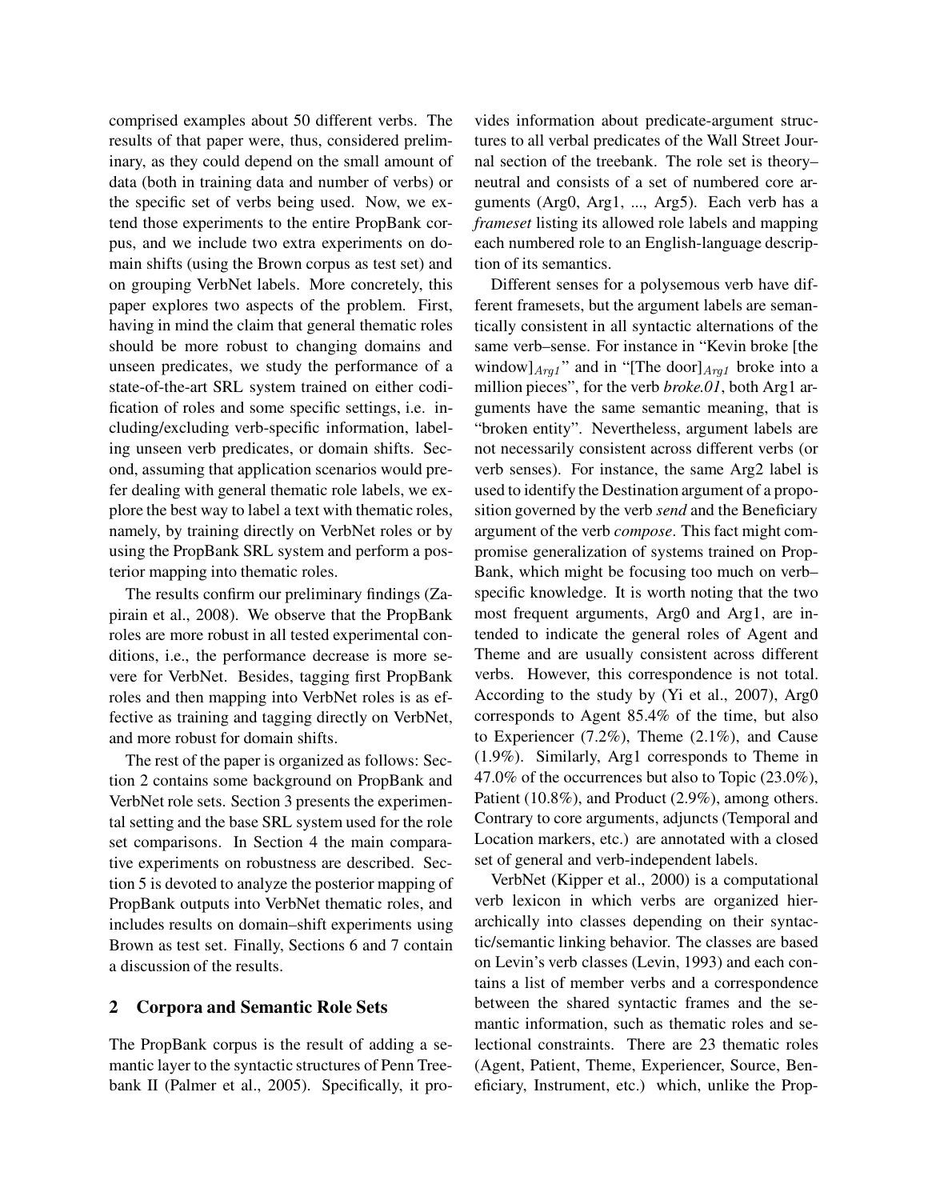comprised examples about 50 different verbs. The results of that paper were, thus, considered preliminary, as they could depend on the small amount of data (both in training data and number of verbs) or the specific set of verbs being used. Now, we extend those experiments to the entire PropBank corpus, and we include two extra experiments on domain shifts (using the Brown corpus as test set) and on grouping VerbNet labels. More concretely, this paper explores two aspects of the problem. First, having in mind the claim that general thematic roles should be more robust to changing domains and unseen predicates, we study the performance of a state-of-the-art SRL system trained on either codification of roles and some specific settings, i.e. including/excluding verb-specific information, labeling unseen verb predicates, or domain shifts. Second, assuming that application scenarios would prefer dealing with general thematic role labels, we explore the best way to label a text with thematic roles, namely, by training directly on VerbNet roles or by using the PropBank SRL system and perform a posterior mapping into thematic roles.

The results confirm our preliminary findings (Zapirain et al., 2008). We observe that the PropBank roles are more robust in all tested experimental conditions, i.e., the performance decrease is more severe for VerbNet. Besides, tagging first PropBank roles and then mapping into VerbNet roles is as effective as training and tagging directly on VerbNet, and more robust for domain shifts.

The rest of the paper is organized as follows: Section 2 contains some background on PropBank and VerbNet role sets. Section 3 presents the experimental setting and the base SRL system used for the role set comparisons. In Section 4 the main comparative experiments on robustness are described. Section 5 is devoted to analyze the posterior mapping of PropBank outputs into VerbNet thematic roles, and includes results on domain–shift experiments using Brown as test set. Finally, Sections 6 and 7 contain a discussion of the results.

## 2 Corpora and Semantic Role Sets

The PropBank corpus is the result of adding a semantic layer to the syntactic structures of Penn Treebank II (Palmer et al., 2005). Specifically, it provides information about predicate-argument structures to all verbal predicates of the Wall Street Journal section of the treebank. The role set is theory–neutral and consists of a set of numbered core arguments (Arg0, Arg1, ..., Arg5). Each verb has a *frameset* listing its allowed role labels and mapping each numbered role to an English-language description of its semantics.

Different senses for a polysemous verb have different framesets, but the argument labels are semantically consistent in all syntactic alternations of the same verb–sense. For instance in "Kevin broke [the window]$_{Arg1}$" and in "[The door]$_{Arg1}$ broke into a million pieces", for the verb *broke.01*, both Arg1 arguments have the same semantic meaning, that is "broken entity". Nevertheless, argument labels are not necessarily consistent across different verbs (or verb senses). For instance, the same Arg2 label is used to identify the Destination argument of a proposition governed by the verb *send* and the Beneficiary argument of the verb *compose*. This fact might compromise generalization of systems trained on PropBank, which might be focusing too much on verb–specific knowledge. It is worth noting that the two most frequent arguments, Arg0 and Arg1, are intended to indicate the general roles of Agent and Theme and are usually consistent across different verbs. However, this correspondence is not total. According to the study by (Yi et al., 2007), Arg0 corresponds to Agent 85.4% of the time, but also to Experiencer (7.2%), Theme (2.1%), and Cause (1.9%). Similarly, Arg1 corresponds to Theme in 47.0% of the occurrences but also to Topic (23.0%), Patient (10.8%), and Product (2.9%), among others. Contrary to core arguments, adjuncts (Temporal and Location markers, etc.) are annotated with a closed set of general and verb-independent labels.

VerbNet (Kipper et al., 2000) is a computational verb lexicon in which verbs are organized hierarchically into classes depending on their syntactic/semantic linking behavior. The classes are based on Levin's verb classes (Levin, 1993) and each contains a list of member verbs and a correspondence between the shared syntactic frames and the semantic information, such as thematic roles and selectional constraints. There are 23 thematic roles (Agent, Patient, Theme, Experiencer, Source, Beneficiary, Instrument, etc.) which, unlike the Prop-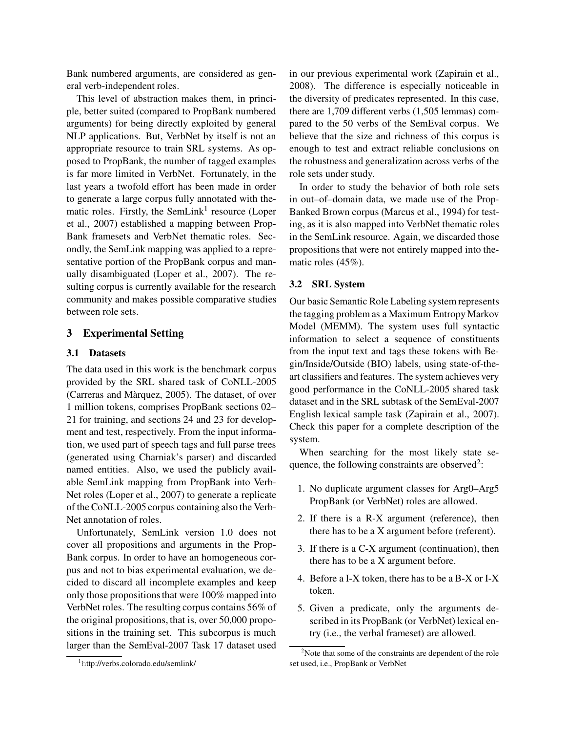Bank numbered arguments, are considered as general verb-independent roles.

This level of abstraction makes them, in principle, better suited (compared to PropBank numbered arguments) for being directly exploited by general NLP applications. But, VerbNet by itself is not an appropriate resource to train SRL systems. As opposed to PropBank, the number of tagged examples is far more limited in VerbNet. Fortunately, in the last years a twofold effort has been made in order to generate a large corpus fully annotated with thematic roles. Firstly, the SemLink[1] resource (Loper et al., 2007) established a mapping between PropBank framesets and VerbNet thematic roles. Secondly, the SemLink mapping was applied to a representative portion of the PropBank corpus and manually disambiguated (Loper et al., 2007). The resulting corpus is currently available for the research community and makes possible comparative studies between role sets.

## 3 Experimental Setting

### 3.1 Datasets

The data used in this work is the benchmark corpus provided by the SRL shared task of CoNLL-2005 (Carreras and Màrquez, 2005). The dataset, of over 1 million tokens, comprises PropBank sections 02–21 for training, and sections 24 and 23 for development and test, respectively. From the input information, we used part of speech tags and full parse trees (generated using Charniak's parser) and discarded named entities. Also, we used the publicly available SemLink mapping from PropBank into VerbNet roles (Loper et al., 2007) to generate a replicate of the CoNLL-2005 corpus containing also the VerbNet annotation of roles.

Unfortunately, SemLink version 1.0 does not cover all propositions and arguments in the PropBank corpus. In order to have an homogeneous corpus and not to bias experimental evaluation, we decided to discard all incomplete examples and keep only those propositions that were 100% mapped into VerbNet roles. The resulting corpus contains 56% of the original propositions, that is, over 50,000 propositions in the training set. This subcorpus is much larger than the SemEval-2007 Task 17 dataset used in our previous experimental work (Zapirain et al., 2008). The difference is especially noticeable in the diversity of predicates represented. In this case, there are 1,709 different verbs (1,505 lemmas) compared to the 50 verbs of the SemEval corpus. We believe that the size and richness of this corpus is enough to test and extract reliable conclusions on the robustness and generalization across verbs of the role sets under study.

In order to study the behavior of both role sets in out–of–domain data, we made use of the PropBanked Brown corpus (Marcus et al., 1994) for testing, as it is also mapped into VerbNet thematic roles in the SemLink resource. Again, we discarded those propositions that were not entirely mapped into thematic roles (45%).

### 3.2 SRL System

Our basic Semantic Role Labeling system represents the tagging problem as a Maximum Entropy Markov Model (MEMM). The system uses full syntactic information to select a sequence of constituents from the input text and tags these tokens with Begin/Inside/Outside (BIO) labels, using state-of-the-art classifiers and features. The system achieves very good performance in the CoNLL-2005 shared task dataset and in the SRL subtask of the SemEval-2007 English lexical sample task (Zapirain et al., 2007). Check this paper for a complete description of the system.

When searching for the most likely state sequence, the following constraints are observed[2]:

1. No duplicate argument classes for Arg0–Arg5 PropBank (or VerbNet) roles are allowed.
2. If there is a R-X argument (reference), then there has to be a X argument before (referent).
3. If there is a C-X argument (continuation), then there has to be a X argument before.
4. Before a I-X token, there has to be a B-X or I-X token.
5. Given a predicate, only the arguments described in its PropBank (or VerbNet) lexical entry (i.e., the verbal frameset) are allowed.

[1] http://verbs.colorado.edu/semlink/

[2] Note that some of the constraints are dependent of the role set used, i.e., PropBank or VerbNet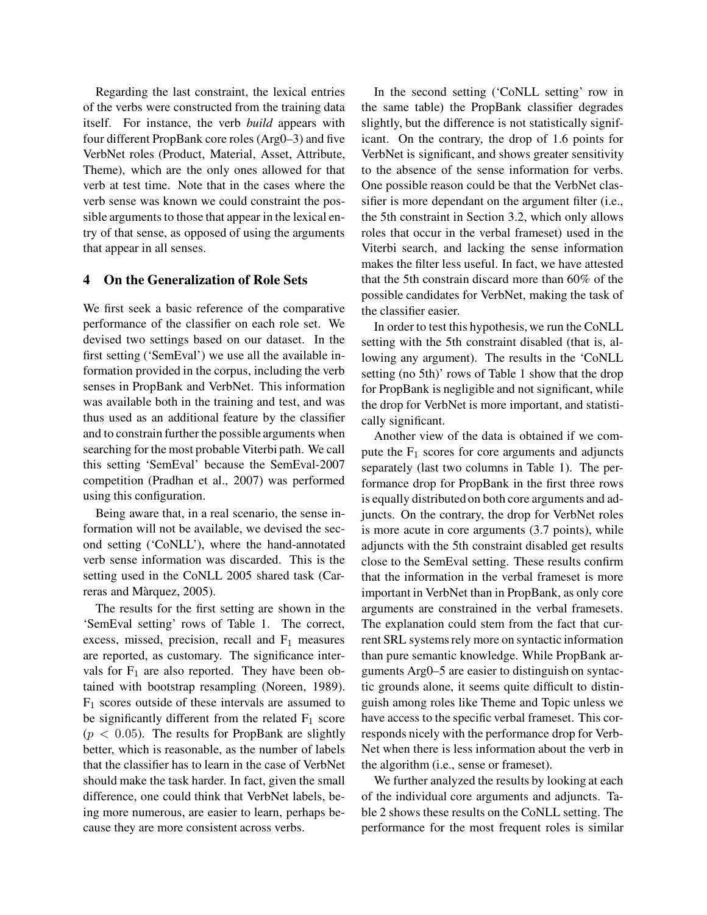Regarding the last constraint, the lexical entries of the verbs were constructed from the training data itself. For instance, the verb *build* appears with four different PropBank core roles (Arg0–3) and five VerbNet roles (Product, Material, Asset, Attribute, Theme), which are the only ones allowed for that verb at test time. Note that in the cases where the verb sense was known we could constraint the possible arguments to those that appear in the lexical entry of that sense, as opposed of using the arguments that appear in all senses.

## 4 On the Generalization of Role Sets

We first seek a basic reference of the comparative performance of the classifier on each role set. We devised two settings based on our dataset. In the first setting ('SemEval') we use all the available information provided in the corpus, including the verb senses in PropBank and VerbNet. This information was available both in the training and test, and was thus used as an additional feature by the classifier and to constrain further the possible arguments when searching for the most probable Viterbi path. We call this setting 'SemEval' because the SemEval-2007 competition (Pradhan et al., 2007) was performed using this configuration.

Being aware that, in a real scenario, the sense information will not be available, we devised the second setting ('CoNLL'), where the hand-annotated verb sense information was discarded. This is the setting used in the CoNLL 2005 shared task (Carreras and Màrquez, 2005).

The results for the first setting are shown in the 'SemEval setting' rows of Table 1. The correct, excess, missed, precision, recall and $F_1$ measures are reported, as customary. The significance intervals for $F_1$ are also reported. They have been obtained with bootstrap resampling (Noreen, 1989). $F_1$ scores outside of these intervals are assumed to be significantly different from the related $F_1$ score ($p < 0.05$). The results for PropBank are slightly better, which is reasonable, as the number of labels that the classifier has to learn in the case of VerbNet should make the task harder. In fact, given the small difference, one could think that VerbNet labels, being more numerous, are easier to learn, perhaps because they are more consistent across verbs.

In the second setting ('CoNLL setting' row in the same table) the PropBank classifier degrades slightly, but the difference is not statistically significant. On the contrary, the drop of 1.6 points for VerbNet is significant, and shows greater sensitivity to the absence of the sense information for verbs. One possible reason could be that the VerbNet classifier is more dependant on the argument filter (i.e., the 5th constraint in Section 3.2, which only allows roles that occur in the verbal frameset) used in the Viterbi search, and lacking the sense information makes the filter less useful. In fact, we have attested that the 5th constrain discard more than 60% of the possible candidates for VerbNet, making the task of the classifier easier.

In order to test this hypothesis, we run the CoNLL setting with the 5th constraint disabled (that is, allowing any argument). The results in the 'CoNLL setting (no 5th)' rows of Table 1 show that the drop for PropBank is negligible and not significant, while the drop for VerbNet is more important, and statistically significant.

Another view of the data is obtained if we compute the $F_1$ scores for core arguments and adjuncts separately (last two columns in Table 1). The performance drop for PropBank in the first three rows is equally distributed on both core arguments and adjuncts. On the contrary, the drop for VerbNet roles is more acute in core arguments (3.7 points), while adjuncts with the 5th constraint disabled get results close to the SemEval setting. These results confirm that the information in the verbal frameset is more important in VerbNet than in PropBank, as only core arguments are constrained in the verbal framesets. The explanation could stem from the fact that current SRL systems rely more on syntactic information than pure semantic knowledge. While PropBank arguments Arg0–5 are easier to distinguish on syntactic grounds alone, it seems quite difficult to distinguish among roles like Theme and Topic unless we have access to the specific verbal frameset. This corresponds nicely with the performance drop for VerbNet when there is less information about the verb in the algorithm (i.e., sense or frameset).

We further analyzed the results by looking at each of the individual core arguments and adjuncts. Table 2 shows these results on the CoNLL setting. The performance for the most frequent roles is similar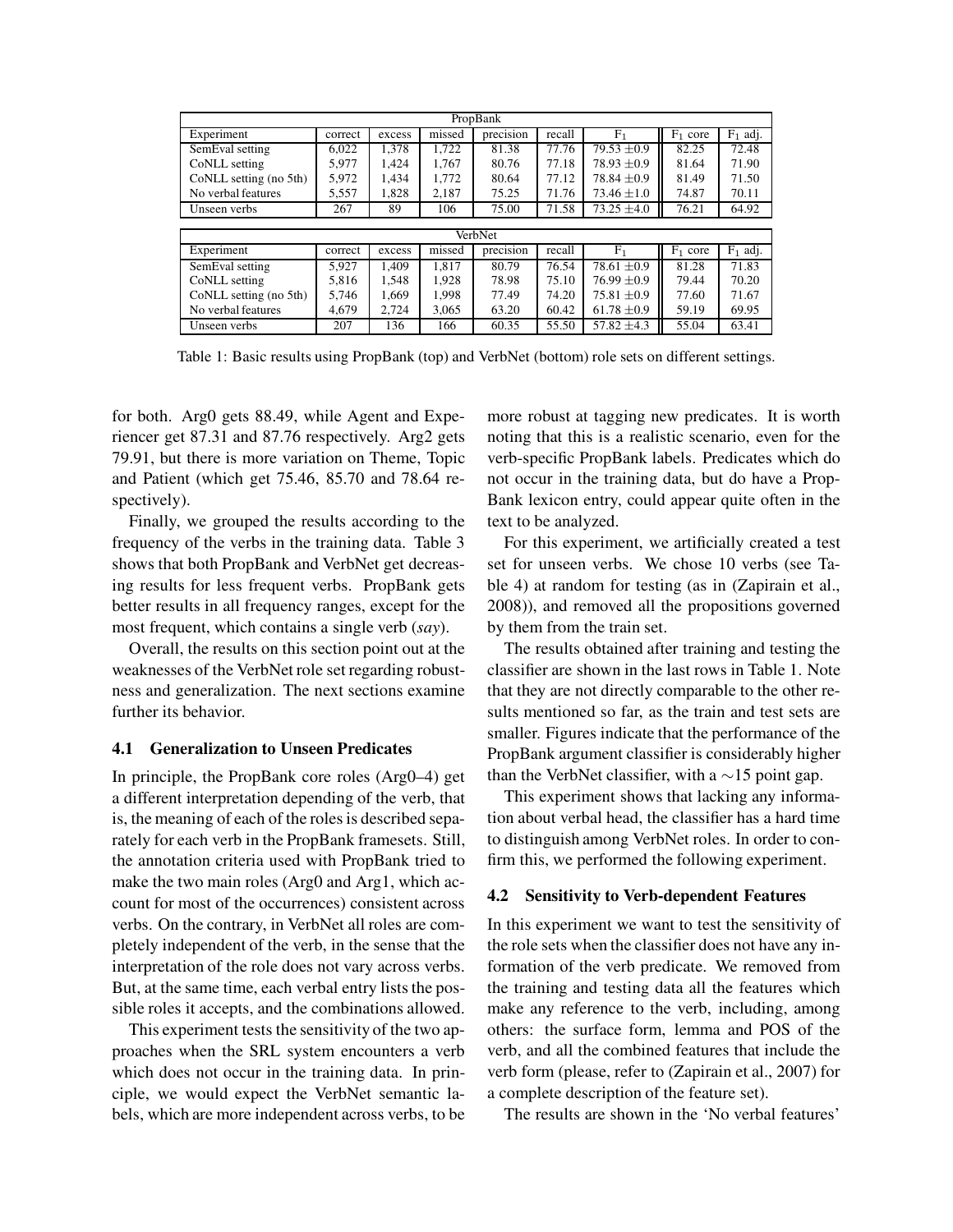| PropBank | | | | | | | | |
|---|---|---|---|---|---|---|---|---|
| Experiment | correct | excess | missed | precision | recall | $F_1$ | $F_1$ core | $F_1$ adj. |
| SemEval setting | 6,022 | 1,378 | 1,722 | 81.38 | 77.76 | 79.53 $\pm$0.9 | 82.25 | 72.48 |
| CoNLL setting | 5,977 | 1,424 | 1,767 | 80.76 | 77.18 | 78.93 $\pm$0.9 | 81.64 | 71.90 |
| CoNLL setting (no 5th) | 5,972 | 1,434 | 1,772 | 80.64 | 77.12 | 78.84 $\pm$0.9 | 81.49 | 71.50 |
| No verbal features | 5,557 | 1,828 | 2,187 | 75.25 | 71.76 | 73.46 $\pm$1.0 | 74.87 | 70.11 |
| Unseen verbs | 267 | 89 | 106 | 75.00 | 71.58 | 73.25 $\pm$4.0 | 76.21 | 64.92 |

| VerbNet | | | | | | | | |
|---|---|---|---|---|---|---|---|---|
| Experiment | correct | excess | missed | precision | recall | $F_1$ | $F_1$ core | $F_1$ adj. |
| SemEval setting | 5,927 | 1,409 | 1,817 | 80.79 | 76.54 | 78.61 $\pm$0.9 | 81.28 | 71.83 |
| CoNLL setting | 5,816 | 1,548 | 1,928 | 78.98 | 75.10 | 76.99 $\pm$0.9 | 79.44 | 70.20 |
| CoNLL setting (no 5th) | 5,746 | 1,669 | 1,998 | 77.49 | 74.20 | 75.81 $\pm$0.9 | 77.60 | 71.67 |
| No verbal features | 4,679 | 2,724 | 3,065 | 63.20 | 60.42 | 61.78 $\pm$0.9 | 59.19 | 69.95 |
| Unseen verbs | 207 | 136 | 166 | 60.35 | 55.50 | 57.82 $\pm$4.3 | 55.04 | 63.41 |

Table 1: Basic results using PropBank (top) and VerbNet (bottom) role sets on different settings.

for both. Arg0 gets 88.49, while Agent and Experiencer get 87.31 and 87.76 respectively. Arg2 gets 79.91, but there is more variation on Theme, Topic and Patient (which get 75.46, 85.70 and 78.64 respectively).

Finally, we grouped the results according to the frequency of the verbs in the training data. Table 3 shows that both PropBank and VerbNet get decreasing results for less frequent verbs. PropBank gets better results in all frequency ranges, except for the most frequent, which contains a single verb (*say*).

Overall, the results on this section point out at the weaknesses of the VerbNet role set regarding robustness and generalization. The next sections examine further its behavior.

### 4.1 Generalization to Unseen Predicates

In principle, the PropBank core roles (Arg0–4) get a different interpretation depending of the verb, that is, the meaning of each of the roles is described separately for each verb in the PropBank framesets. Still, the annotation criteria used with PropBank tried to make the two main roles (Arg0 and Arg1, which account for most of the occurrences) consistent across verbs. On the contrary, in VerbNet all roles are completely independent of the verb, in the sense that the interpretation of the role does not vary across verbs. But, at the same time, each verbal entry lists the possible roles it accepts, and the combinations allowed.

This experiment tests the sensitivity of the two approaches when the SRL system encounters a verb which does not occur in the training data. In principle, we would expect the VerbNet semantic labels, which are more independent across verbs, to be more robust at tagging new predicates. It is worth noting that this is a realistic scenario, even for the verb-specific PropBank labels. Predicates which do not occur in the training data, but do have a PropBank lexicon entry, could appear quite often in the text to be analyzed.

For this experiment, we artificially created a test set for unseen verbs. We chose 10 verbs (see Table 4) at random for testing (as in (Zapirain et al., 2008)), and removed all the propositions governed by them from the train set.

The results obtained after training and testing the classifier are shown in the last rows in Table 1. Note that they are not directly comparable to the other results mentioned so far, as the train and test sets are smaller. Figures indicate that the performance of the PropBank argument classifier is considerably higher than the VerbNet classifier, with a $\sim$15 point gap.

This experiment shows that lacking any information about verbal head, the classifier has a hard time to distinguish among VerbNet roles. In order to confirm this, we performed the following experiment.

### 4.2 Sensitivity to Verb-dependent Features

In this experiment we want to test the sensitivity of the role sets when the classifier does not have any information of the verb predicate. We removed from the training and testing data all the features which make any reference to the verb, including, among others: the surface form, lemma and POS of the verb, and all the combined features that include the verb form (please, refer to (Zapirain et al., 2007) for a complete description of the feature set).

The results are shown in the 'No verbal features'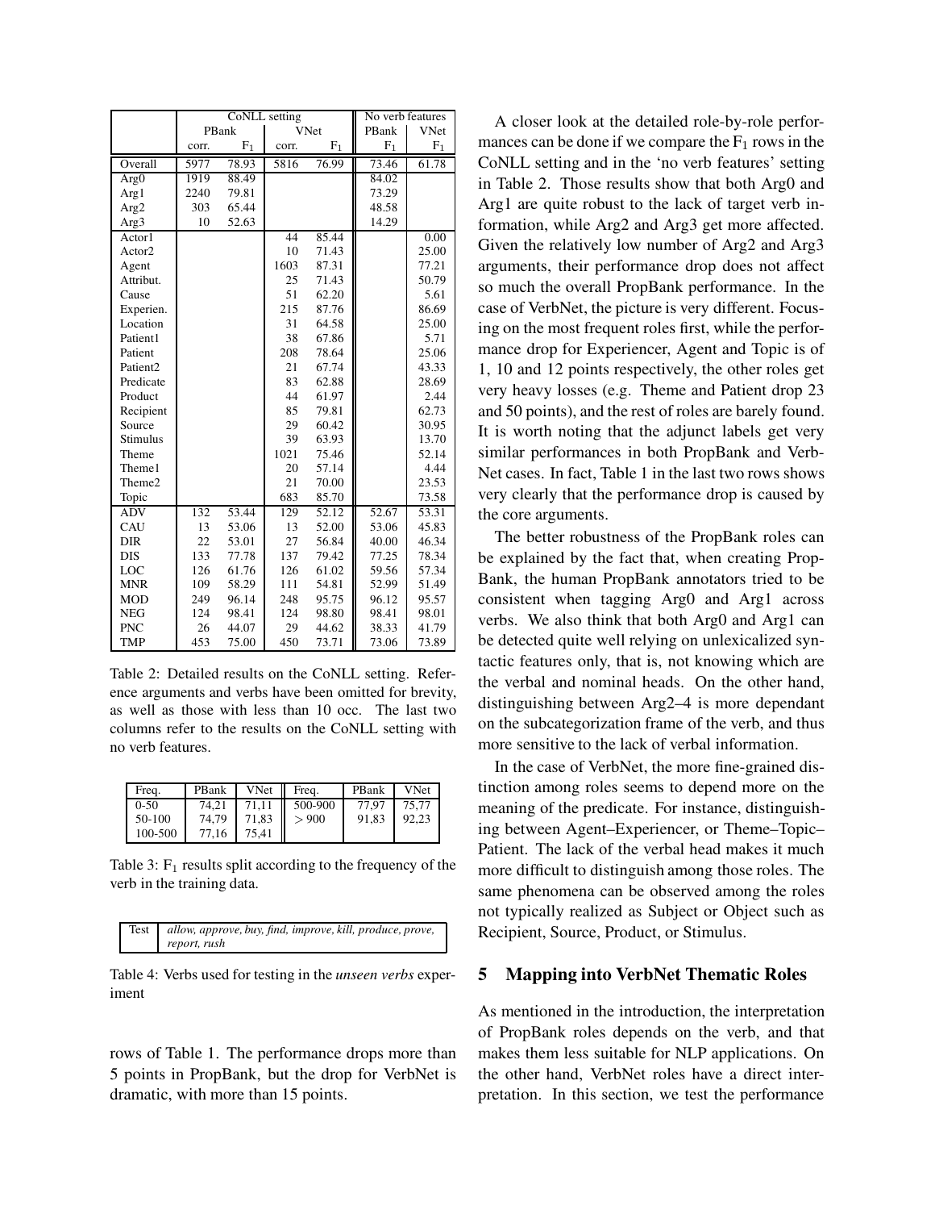| | CoNLL setting | | | | No verb features | |
|---|---|---|---|---|---|---|
| | PBank | | VNet | | PBank | VNet |
| | corr. | $F_1$ | corr. | $F_1$ | $F_1$ | $F_1$ |
| Overall | 5977 | 78.93 | 5816 | 76.99 | 73.46 | 61.78 |
| Arg0 | 1919 | 88.49 | | | 84.02 | |
| Arg1 | 2240 | 79.81 | | | 73.29 | |
| Arg2 | 303 | 65.44 | | | 48.58 | |
| Arg3 | 10 | 52.63 | | | 14.29 | |
| Actor1 | | | 44 | 85.44 | | 0.00 |
| Actor2 | | | 10 | 71.43 | | 25.00 |
| Agent | | | 1603 | 87.31 | | 77.21 |
| Attribut. | | | 25 | 71.43 | | 50.79 |
| Cause | | | 51 | 62.20 | | 5.61 |
| Experien. | | | 215 | 87.76 | | 86.69 |
| Location | | | 31 | 64.58 | | 25.00 |
| Patient1 | | | 38 | 67.86 | | 5.71 |
| Patient | | | 208 | 78.64 | | 25.06 |
| Patient2 | | | 21 | 67.74 | | 43.33 |
| Predicate | | | 83 | 62.88 | | 28.69 |
| Product | | | 44 | 61.97 | | 2.44 |
| Recipient | | | 85 | 79.81 | | 62.73 |
| Source | | | 29 | 60.42 | | 30.95 |
| Stimulus | | | 39 | 63.93 | | 13.70 |
| Theme | | | 1021 | 75.46 | | 52.14 |
| Theme1 | | | 20 | 57.14 | | 4.44 |
| Theme2 | | | 21 | 70.00 | | 23.53 |
| Topic | | | 683 | 85.70 | | 73.58 |
| ADV | 132 | 53.44 | 129 | 52.12 | 52.67 | 53.31 |
| CAU | 13 | 53.06 | 13 | 52.00 | 53.06 | 45.83 |
| DIR | 22 | 53.01 | 27 | 56.84 | 40.00 | 46.34 |
| DIS | 133 | 77.78 | 137 | 79.42 | 77.25 | 78.34 |
| LOC | 126 | 61.76 | 126 | 61.02 | 59.56 | 57.34 |
| MNR | 109 | 58.29 | 111 | 54.81 | 52.99 | 51.49 |
| MOD | 249 | 96.14 | 248 | 95.75 | 96.12 | 95.57 |
| NEG | 124 | 98.41 | 124 | 98.80 | 98.41 | 98.01 |
| PNC | 26 | 44.07 | 29 | 44.62 | 38.33 | 41.79 |
| TMP | 453 | 75.00 | 450 | 73.71 | 73.06 | 73.89 |

Table 2: Detailed results on the CoNLL setting. Reference arguments and verbs have been omitted for brevity, as well as those with less than 10 occ. The last two columns refer to the results on the CoNLL setting with no verb features.

| Freq. | PBank | VNet | Freq. | PBank | VNet |
|---|---|---|---|---|---|
| 0-50 | 74,21 | 71,11 | 500-900 | 77,97 | 75,77 |
| 50-100 | 74,79 | 71,83 | $> 900$ | 91,83 | 92,23 |
| 100-500 | 77,16 | 75,41 | | | |

Table 3: $F_1$ results split according to the frequency of the verb in the training data.

| Test | *allow, approve, buy, find, improve, kill, produce, prove, report, rush* |
|---|---|

Table 4: Verbs used for testing in the *unseen verbs* experiment

rows of Table 1. The performance drops more than 5 points in PropBank, but the drop for VerbNet is dramatic, with more than 15 points.

A closer look at the detailed role-by-role performances can be done if we compare the $F_1$ rows in the CoNLL setting and in the 'no verb features' setting in Table 2. Those results show that both Arg0 and Arg1 are quite robust to the lack of target verb information, while Arg2 and Arg3 get more affected. Given the relatively low number of Arg2 and Arg3 arguments, their performance drop does not affect so much the overall PropBank performance. In the case of VerbNet, the picture is very different. Focusing on the most frequent roles first, while the performance drop for Experiencer, Agent and Topic is of 1, 10 and 12 points respectively, the other roles get very heavy losses (e.g. Theme and Patient drop 23 and 50 points), and the rest of roles are barely found. It is worth noting that the adjunct labels get very similar performances in both PropBank and VerbNet cases. In fact, Table 1 in the last two rows shows very clearly that the performance drop is caused by the core arguments.

The better robustness of the PropBank roles can be explained by the fact that, when creating PropBank, the human PropBank annotators tried to be consistent when tagging Arg0 and Arg1 across verbs. We also think that both Arg0 and Arg1 can be detected quite well relying on unlexicalized syntactic features only, that is, not knowing which are the verbal and nominal heads. On the other hand, distinguishing between Arg2–4 is more dependant on the subcategorization frame of the verb, and thus more sensitive to the lack of verbal information.

In the case of VerbNet, the more fine-grained distinction among roles seems to depend more on the meaning of the predicate. For instance, distinguishing between Agent–Experiencer, or Theme–Topic–Patient. The lack of the verbal head makes it much more difficult to distinguish among those roles. The same phenomena can be observed among the roles not typically realized as Subject or Object such as Recipient, Source, Product, or Stimulus.

## 5 Mapping into VerbNet Thematic Roles

As mentioned in the introduction, the interpretation of PropBank roles depends on the verb, and that makes them less suitable for NLP applications. On the other hand, VerbNet roles have a direct interpretation. In this section, we test the performance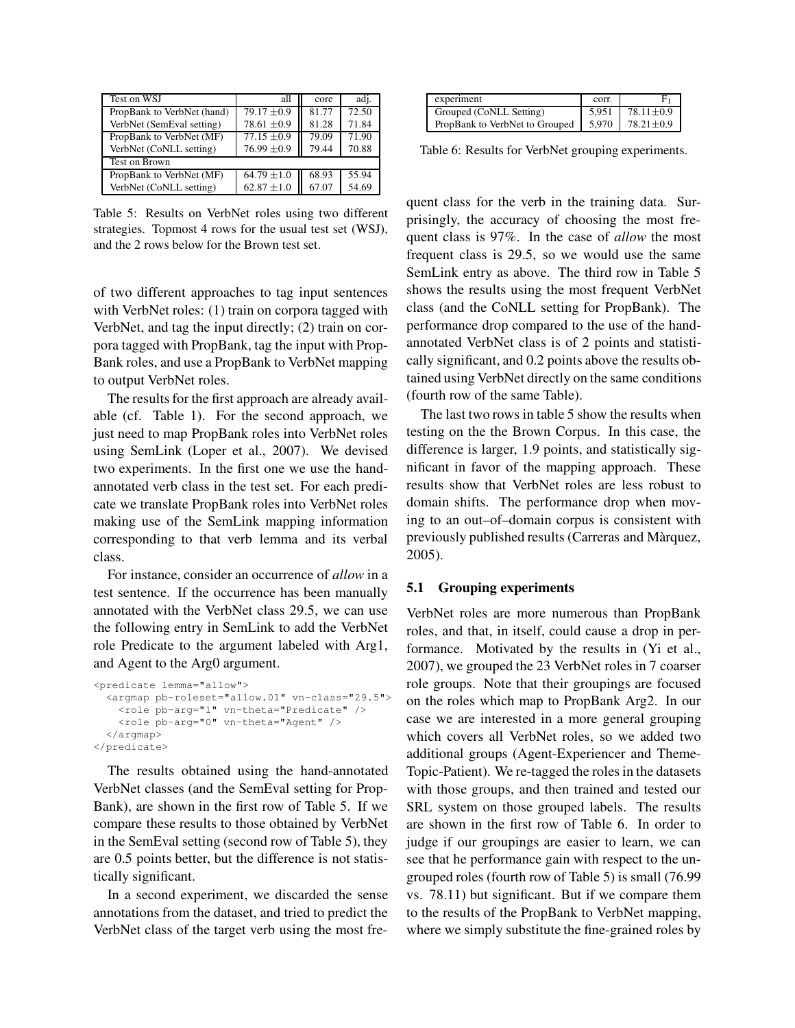| Test on WSJ | all | core | adj. |
|---|---|---|---|
| PropBank to VerbNet (hand) | 79.17 ±0.9 | 81.77 | 72.50 |
| VerbNet (SemEval setting) | 78.61 ±0.9 | 81.28 | 71.84 |
| PropBank to VerbNet (MF) | 77.15 ±0.9 | 79.09 | 71.90 |
| VerbNet (CoNLL setting) | 76.99 ±0.9 | 79.44 | 70.88 |
| Test on Brown | | | |
| PropBank to VerbNet (MF) | 64.79 ±1.0 | 68.93 | 55.94 |
| VerbNet (CoNLL setting) | 62.87 ±1.0 | 67.07 | 54.69 |

Table 5: Results on VerbNet roles using two different strategies. Topmost 4 rows for the usual test set (WSJ), and the 2 rows below for the Brown test set.

of two different approaches to tag input sentences with VerbNet roles: (1) train on corpora tagged with VerbNet, and tag the input directly; (2) train on corpora tagged with PropBank, tag the input with PropBank roles, and use a PropBank to VerbNet mapping to output VerbNet roles.

The results for the first approach are already available (cf. Table 1). For the second approach, we just need to map PropBank roles into VerbNet roles using SemLink (Loper et al., 2007). We devised two experiments. In the first one we use the hand-annotated verb class in the test set. For each predicate we translate PropBank roles into VerbNet roles making use of the SemLink mapping information corresponding to that verb lemma and its verbal class.

For instance, consider an occurrence of *allow* in a test sentence. If the occurrence has been manually annotated with the VerbNet class 29.5, we can use the following entry in SemLink to add the VerbNet role Predicate to the argument labeled with Arg1, and Agent to the Arg0 argument.

```
<predicate lemma="allow">
  <argmap pb-roleset="allow.01" vn-class="29.5">
    <role pb-arg="1" vn-theta="Predicate" />
    <role pb-arg="0" vn-theta="Agent" />
  </argmap>
</predicate>
```

The results obtained using the hand-annotated VerbNet classes (and the SemEval setting for PropBank), are shown in the first row of Table 5. If we compare these results to those obtained by VerbNet in the SemEval setting (second row of Table 5), they are 0.5 points better, but the difference is not statistically significant.

In a second experiment, we discarded the sense annotations from the dataset, and tried to predict the VerbNet class of the target verb using the most frequent class for the verb in the training data. Surprisingly, the accuracy of choosing the most frequent class is 97%. In the case of *allow* the most frequent class is 29.5, so we would use the same SemLink entry as above. The third row in Table 5 shows the results using the most frequent VerbNet class (and the CoNLL setting for PropBank). The performance drop compared to the use of the hand-annotated VerbNet class is of 2 points and statistically significant, and 0.2 points above the results obtained using VerbNet directly on the same conditions (fourth row of the same Table).

The last two rows in table 5 show the results when testing on the the Brown Corpus. In this case, the difference is larger, 1.9 points, and statistically significant in favor of the mapping approach. These results show that VerbNet roles are less robust to domain shifts. The performance drop when moving to an out–of–domain corpus is consistent with previously published results (Carreras and Màrquez, 2005).

| experiment | corr. | $F_1$ |
|---|---|---|
| Grouped (CoNLL Setting) | 5,951 | 78.11±0.9 |
| PropBank to VerbNet to Grouped | 5,970 | 78.21±0.9 |

Table 6: Results for VerbNet grouping experiments.

### 5.1 Grouping experiments

VerbNet roles are more numerous than PropBank roles, and that, in itself, could cause a drop in performance. Motivated by the results in (Yi et al., 2007), we grouped the 23 VerbNet roles in 7 coarser role groups. Note that their groupings are focused on the roles which map to PropBank Arg2. In our case we are interested in a more general grouping which covers all VerbNet roles, so we added two additional groups (Agent-Experiencer and Theme-Topic-Patient). We re-tagged the roles in the datasets with those groups, and then trained and tested our SRL system on those grouped labels. The results are shown in the first row of Table 6. In order to judge if our groupings are easier to learn, we can see that he performance gain with respect to the ungrouped roles (fourth row of Table 5) is small (76.99 vs. 78.11) but significant. But if we compare them to the results of the PropBank to VerbNet mapping, where we simply substitute the fine-grained roles by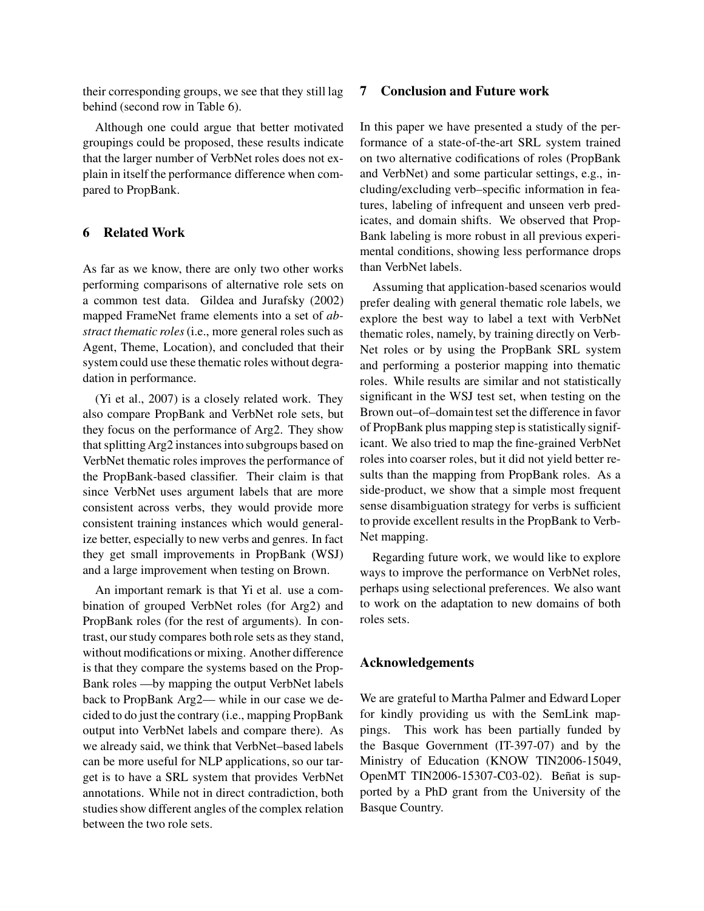their corresponding groups, we see that they still lag behind (second row in Table 6).

Although one could argue that better motivated groupings could be proposed, these results indicate that the larger number of VerbNet roles does not explain in itself the performance difference when compared to PropBank.

## 6 Related Work

As far as we know, there are only two other works performing comparisons of alternative role sets on a common test data. Gildea and Jurafsky (2002) mapped FrameNet frame elements into a set of *abstract thematic roles* (i.e., more general roles such as Agent, Theme, Location), and concluded that their system could use these thematic roles without degradation in performance.

(Yi et al., 2007) is a closely related work. They also compare PropBank and VerbNet role sets, but they focus on the performance of Arg2. They show that splitting Arg2 instances into subgroups based on VerbNet thematic roles improves the performance of the PropBank-based classifier. Their claim is that since VerbNet uses argument labels that are more consistent across verbs, they would provide more consistent training instances which would generalize better, especially to new verbs and genres. In fact they get small improvements in PropBank (WSJ) and a large improvement when testing on Brown.

An important remark is that Yi et al. use a combination of grouped VerbNet roles (for Arg2) and PropBank roles (for the rest of arguments). In contrast, our study compares both role sets as they stand, without modifications or mixing. Another difference is that they compare the systems based on the PropBank roles —by mapping the output VerbNet labels back to PropBank Arg2— while in our case we decided to do just the contrary (i.e., mapping PropBank output into VerbNet labels and compare there). As we already said, we think that VerbNet–based labels can be more useful for NLP applications, so our target is to have a SRL system that provides VerbNet annotations. While not in direct contradiction, both studies show different angles of the complex relation between the two role sets.

## 7 Conclusion and Future work

In this paper we have presented a study of the performance of a state-of-the-art SRL system trained on two alternative codifications of roles (PropBank and VerbNet) and some particular settings, e.g., including/excluding verb–specific information in features, labeling of infrequent and unseen verb predicates, and domain shifts. We observed that PropBank labeling is more robust in all previous experimental conditions, showing less performance drops than VerbNet labels.

Assuming that application-based scenarios would prefer dealing with general thematic role labels, we explore the best way to label a text with VerbNet thematic roles, namely, by training directly on VerbNet roles or by using the PropBank SRL system and performing a posterior mapping into thematic roles. While results are similar and not statistically significant in the WSJ test set, when testing on the Brown out–of–domain test set the difference in favor of PropBank plus mapping step is statistically significant. We also tried to map the fine-grained VerbNet roles into coarser roles, but it did not yield better results than the mapping from PropBank roles. As a side-product, we show that a simple most frequent sense disambiguation strategy for verbs is sufficient to provide excellent results in the PropBank to VerbNet mapping.

Regarding future work, we would like to explore ways to improve the performance on VerbNet roles, perhaps using selectional preferences. We also want to work on the adaptation to new domains of both roles sets.

## Acknowledgements

We are grateful to Martha Palmer and Edward Loper for kindly providing us with the SemLink mappings. This work has been partially funded by the Basque Government (IT-397-07) and by the Ministry of Education (KNOW TIN2006-15049, OpenMT TIN2006-15307-C03-02). Beñat is supported by a PhD grant from the University of the Basque Country.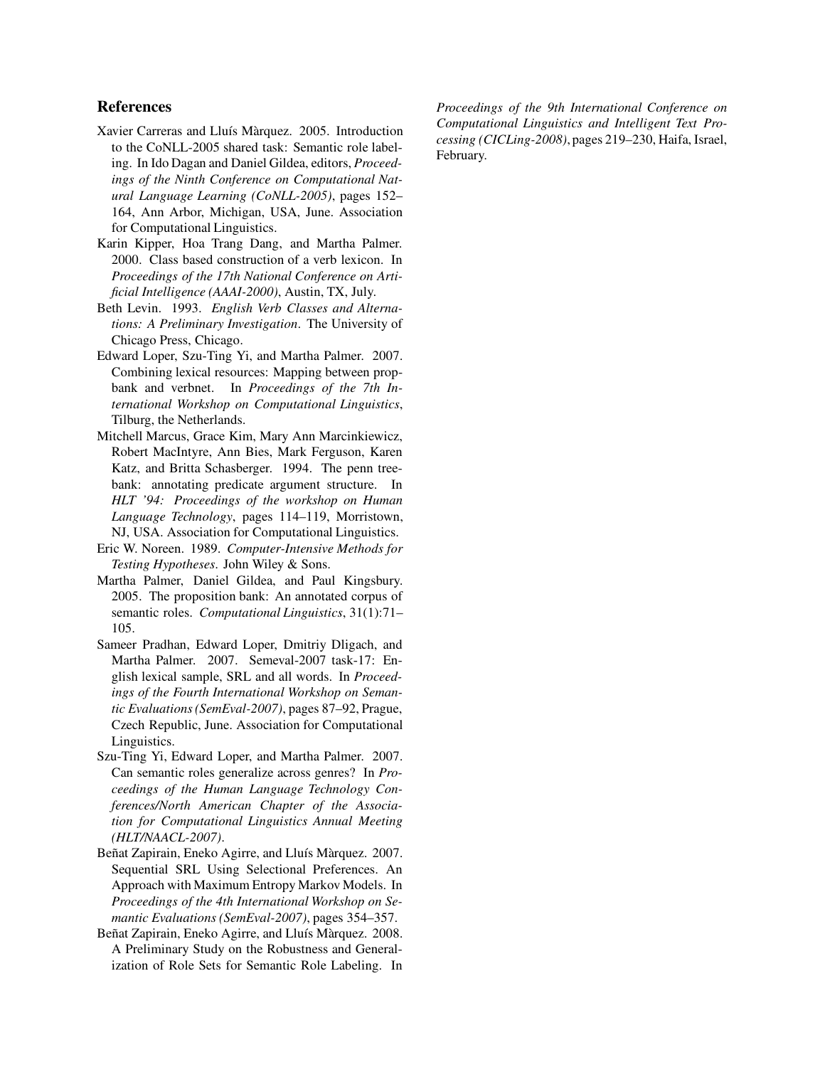## References

Xavier Carreras and Lluís Màrquez. 2005. Introduction to the CoNLL-2005 shared task: Semantic role labeling. In Ido Dagan and Daniel Gildea, editors, *Proceedings of the Ninth Conference on Computational Natural Language Learning (CoNLL-2005)*, pages 152–164, Ann Arbor, Michigan, USA, June. Association for Computational Linguistics.

Karin Kipper, Hoa Trang Dang, and Martha Palmer. 2000. Class based construction of a verb lexicon. In *Proceedings of the 17th National Conference on Artificial Intelligence (AAAI-2000)*, Austin, TX, July.

Beth Levin. 1993. *English Verb Classes and Alternations: A Preliminary Investigation*. The University of Chicago Press, Chicago.

Edward Loper, Szu-Ting Yi, and Martha Palmer. 2007. Combining lexical resources: Mapping between propbank and verbnet. In *Proceedings of the 7th International Workshop on Computational Linguistics*, Tilburg, the Netherlands.

Mitchell Marcus, Grace Kim, Mary Ann Marcinkiewicz, Robert MacIntyre, Ann Bies, Mark Ferguson, Karen Katz, and Britta Schasberger. 1994. The penn treebank: annotating predicate argument structure. In *HLT '94: Proceedings of the workshop on Human Language Technology*, pages 114–119, Morristown, NJ, USA. Association for Computational Linguistics.

Eric W. Noreen. 1989. *Computer-Intensive Methods for Testing Hypotheses*. John Wiley & Sons.

Martha Palmer, Daniel Gildea, and Paul Kingsbury. 2005. The proposition bank: An annotated corpus of semantic roles. *Computational Linguistics*, 31(1):71–105.

Sameer Pradhan, Edward Loper, Dmitriy Dligach, and Martha Palmer. 2007. Semeval-2007 task-17: English lexical sample, SRL and all words. In *Proceedings of the Fourth International Workshop on Semantic Evaluations (SemEval-2007)*, pages 87–92, Prague, Czech Republic, June. Association for Computational Linguistics.

Szu-Ting Yi, Edward Loper, and Martha Palmer. 2007. Can semantic roles generalize across genres? In *Proceedings of the Human Language Technology Conferences/North American Chapter of the Association for Computational Linguistics Annual Meeting (HLT/NAACL-2007)*.

Beñat Zapirain, Eneko Agirre, and Lluís Màrquez. 2007. Sequential SRL Using Selectional Preferences. An Approach with Maximum Entropy Markov Models. In *Proceedings of the 4th International Workshop on Semantic Evaluations (SemEval-2007)*, pages 354–357.

Beñat Zapirain, Eneko Agirre, and Lluís Màrquez. 2008. A Preliminary Study on the Robustness and Generalization of Role Sets for Semantic Role Labeling. In *Proceedings of the 9th International Conference on Computational Linguistics and Intelligent Text Processing (CICLing-2008)*, pages 219–230, Haifa, Israel, February.